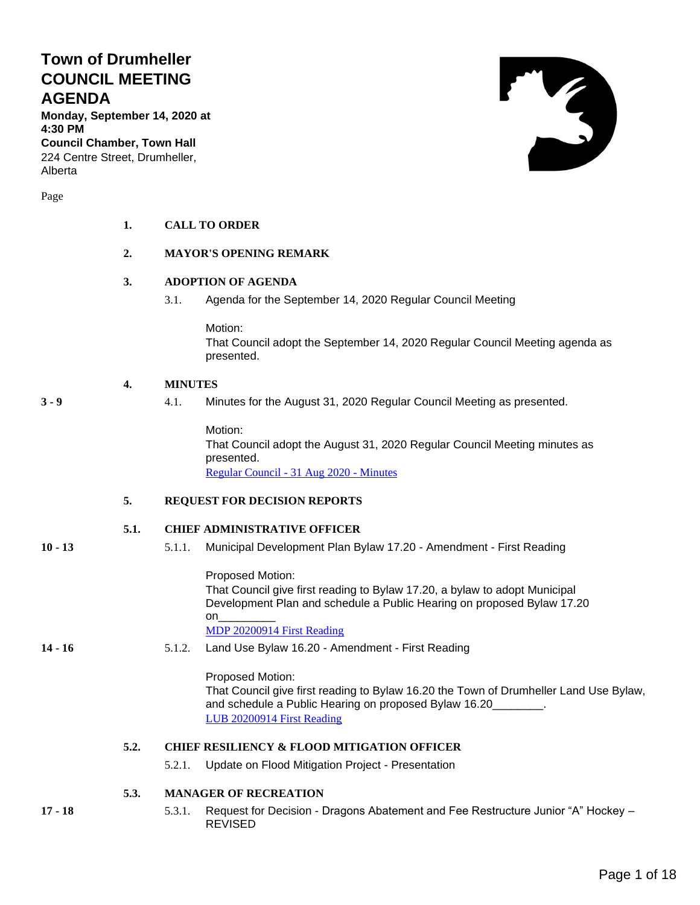# Town of Drumheller COUNCIL MEETING AGENDA

**Monday, September 14, 2020 at 4:30 PM**
**Council Chamber, Town Hall**
224 Centre Street, Drumheller, Alberta

Page

**1. CALL TO ORDER**

**2. MAYOR'S OPENING REMARK**

**3. ADOPTION OF AGENDA**

3.1. Agenda for the September 14, 2020 Regular Council Meeting

Motion:
That Council adopt the September 14, 2020 Regular Council Meeting agenda as presented.

**4. MINUTES**

**3 - 9** 4.1. Minutes for the August 31, 2020 Regular Council Meeting as presented.

Motion:
That Council adopt the August 31, 2020 Regular Council Meeting minutes as presented.
Regular Council - 31 Aug 2020 - Minutes

**5. REQUEST FOR DECISION REPORTS**

**5.1. CHIEF ADMINISTRATIVE OFFICER**

**10 - 13** 5.1.1. Municipal Development Plan Bylaw 17.20 - Amendment - First Reading

Proposed Motion:
That Council give first reading to Bylaw 17.20, a bylaw to adopt Municipal Development Plan and schedule a Public Hearing on proposed Bylaw 17.20 on_________
MDP 20200914 First Reading

**14 - 16** 5.1.2. Land Use Bylaw 16.20 - Amendment - First Reading

Proposed Motion:
That Council give first reading to Bylaw 16.20 the Town of Drumheller Land Use Bylaw, and schedule a Public Hearing on proposed Bylaw 16.20________.
LUB 20200914 First Reading

**5.2. CHIEF RESILIENCY & FLOOD MITIGATION OFFICER**

5.2.1. Update on Flood Mitigation Project - Presentation

**5.3. MANAGER OF RECREATION**

**17 - 18** 5.3.1. Request for Decision - Dragons Abatement and Fee Restructure Junior "A" Hockey – REVISED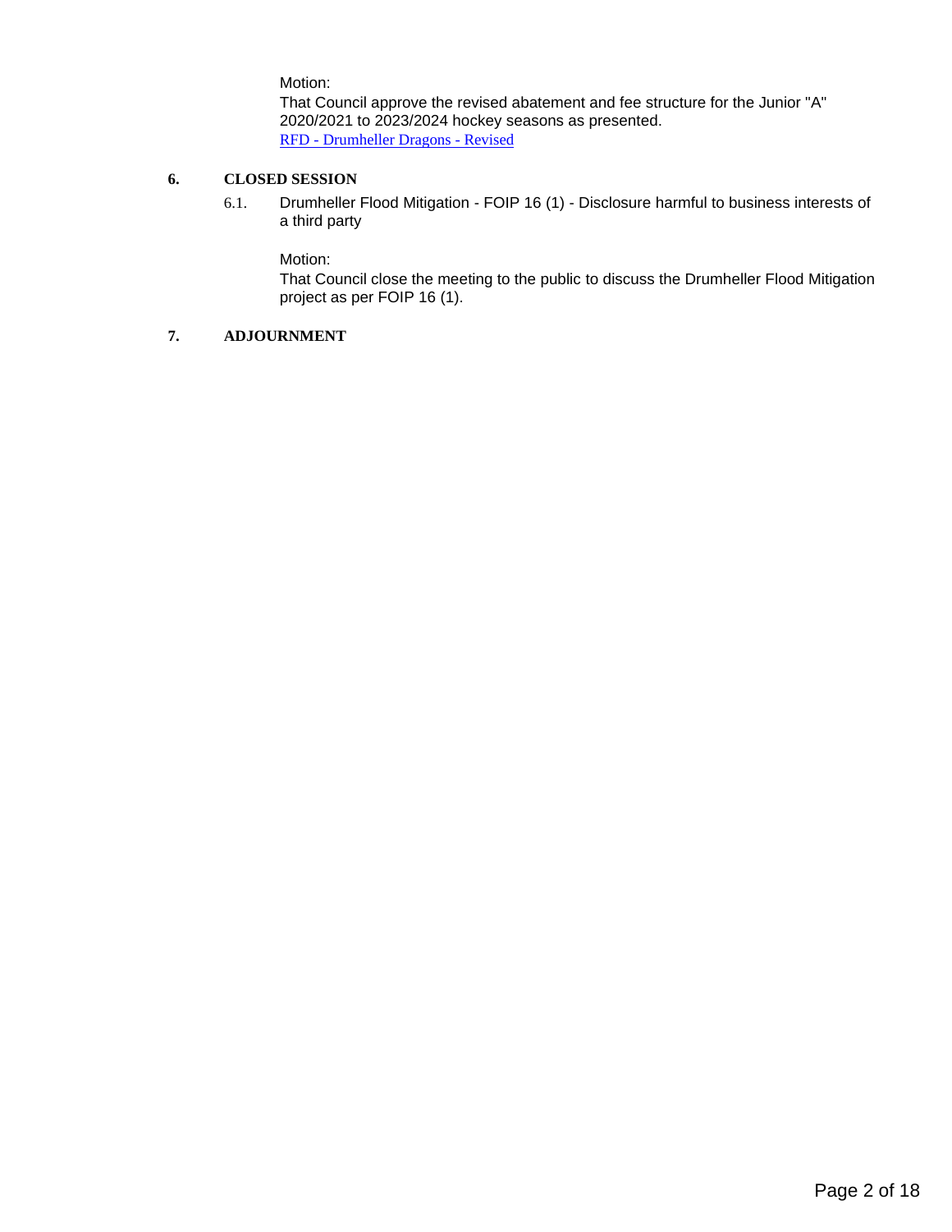Motion:

That Council approve the revised abatement and fee structure for the Junior "A" 2020/2021 to 2023/2024 hockey seasons as presented.

RFD - Drumheller Dragons - Revised

## 6. CLOSED SESSION

6.1. Drumheller Flood Mitigation - FOIP 16 (1) - Disclosure harmful to business interests of a third party

Motion:

That Council close the meeting to the public to discuss the Drumheller Flood Mitigation project as per FOIP 16 (1).

## 7. ADJOURNMENT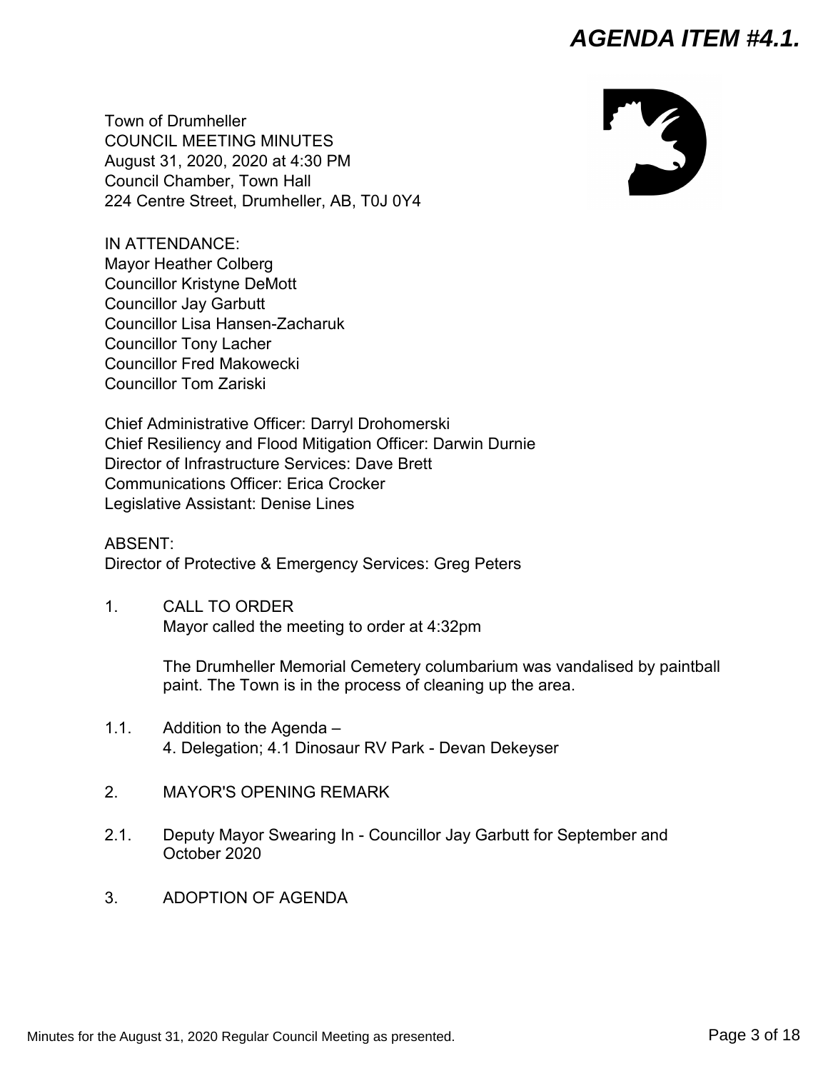# AGENDA ITEM #4.1.

Town of Drumheller
COUNCIL MEETING MINUTES
August 31, 2020, 2020 at 4:30 PM
Council Chamber, Town Hall
224 Centre Street, Drumheller, AB, T0J 0Y4

IN ATTENDANCE:
Mayor Heather Colberg
Councillor Kristyne DeMott
Councillor Jay Garbutt
Councillor Lisa Hansen-Zacharuk
Councillor Tony Lacher
Councillor Fred Makowecki
Councillor Tom Zariski

Chief Administrative Officer: Darryl Drohomerski
Chief Resiliency and Flood Mitigation Officer: Darwin Durnie
Director of Infrastructure Services: Dave Brett
Communications Officer: Erica Crocker
Legislative Assistant: Denise Lines

ABSENT:
Director of Protective & Emergency Services: Greg Peters

1. CALL TO ORDER
   Mayor called the meeting to order at 4:32pm

   The Drumheller Memorial Cemetery columbarium was vandalised by paintball paint. The Town is in the process of cleaning up the area.

1.1. Addition to the Agenda –
   4. Delegation; 4.1 Dinosaur RV Park - Devan Dekeyser

2. MAYOR'S OPENING REMARK

2.1. Deputy Mayor Swearing In - Councillor Jay Garbutt for September and October 2020

3. ADOPTION OF AGENDA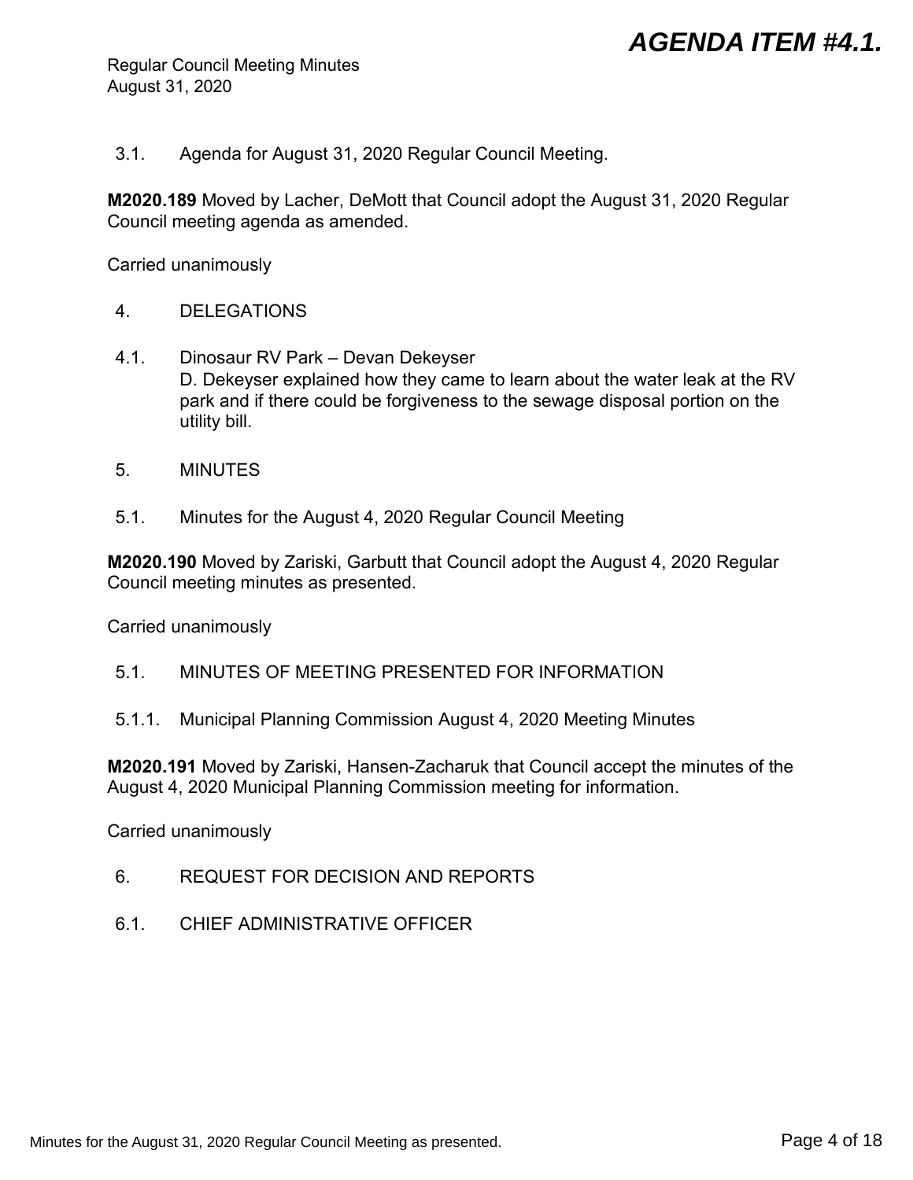3.1. Agenda for August 31, 2020 Regular Council Meeting.

**M2020.189** Moved by Lacher, DeMott that Council adopt the August 31, 2020 Regular Council meeting agenda as amended.

Carried unanimously

4. DELEGATIONS

4.1. Dinosaur RV Park – Devan Dekeyser
D. Dekeyser explained how they came to learn about the water leak at the RV park and if there could be forgiveness to the sewage disposal portion on the utility bill.

5. MINUTES

5.1. Minutes for the August 4, 2020 Regular Council Meeting

**M2020.190** Moved by Zariski, Garbutt that Council adopt the August 4, 2020 Regular Council meeting minutes as presented.

Carried unanimously

5.1. MINUTES OF MEETING PRESENTED FOR INFORMATION

5.1.1. Municipal Planning Commission August 4, 2020 Meeting Minutes

**M2020.191** Moved by Zariski, Hansen-Zacharuk that Council accept the minutes of the August 4, 2020 Municipal Planning Commission meeting for information.

Carried unanimously

6. REQUEST FOR DECISION AND REPORTS

6.1. CHIEF ADMINISTRATIVE OFFICER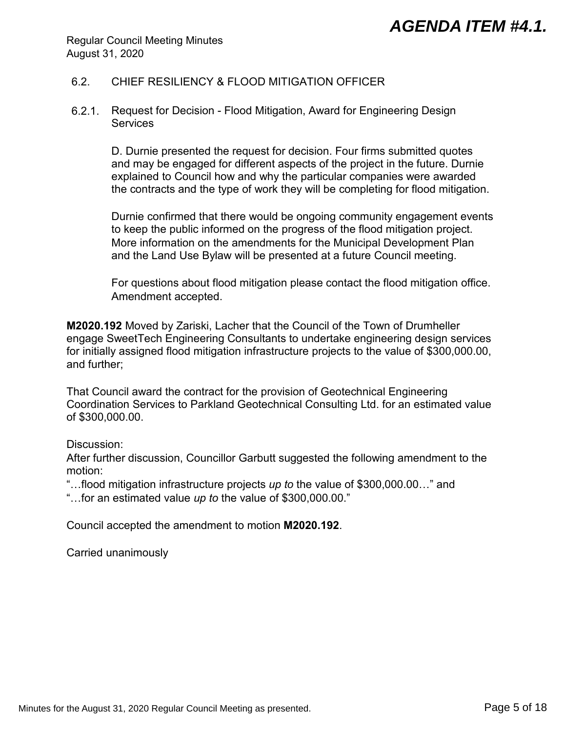### 6.2. CHIEF RESILIENCY & FLOOD MITIGATION OFFICER

#### 6.2.1. Request for Decision - Flood Mitigation, Award for Engineering Design Services

D. Durnie presented the request for decision. Four firms submitted quotes and may be engaged for different aspects of the project in the future. Durnie explained to Council how and why the particular companies were awarded the contracts and the type of work they will be completing for flood mitigation.

Durnie confirmed that there would be ongoing community engagement events to keep the public informed on the progress of the flood mitigation project. More information on the amendments for the Municipal Development Plan and the Land Use Bylaw will be presented at a future Council meeting.

For questions about flood mitigation please contact the flood mitigation office. Amendment accepted.

**M2020.192** Moved by Zariski, Lacher that the Council of the Town of Drumheller engage SweetTech Engineering Consultants to undertake engineering design services for initially assigned flood mitigation infrastructure projects to the value of $300,000.00, and further;

That Council award the contract for the provision of Geotechnical Engineering Coordination Services to Parkland Geotechnical Consulting Ltd. for an estimated value of $300,000.00.

Discussion:
After further discussion, Councillor Garbutt suggested the following amendment to the motion:
"…flood mitigation infrastructure projects *up to* the value of $300,000.00…" and
"…for an estimated value *up to* the value of $300,000.00."

Council accepted the amendment to motion **M2020.192**.

Carried unanimously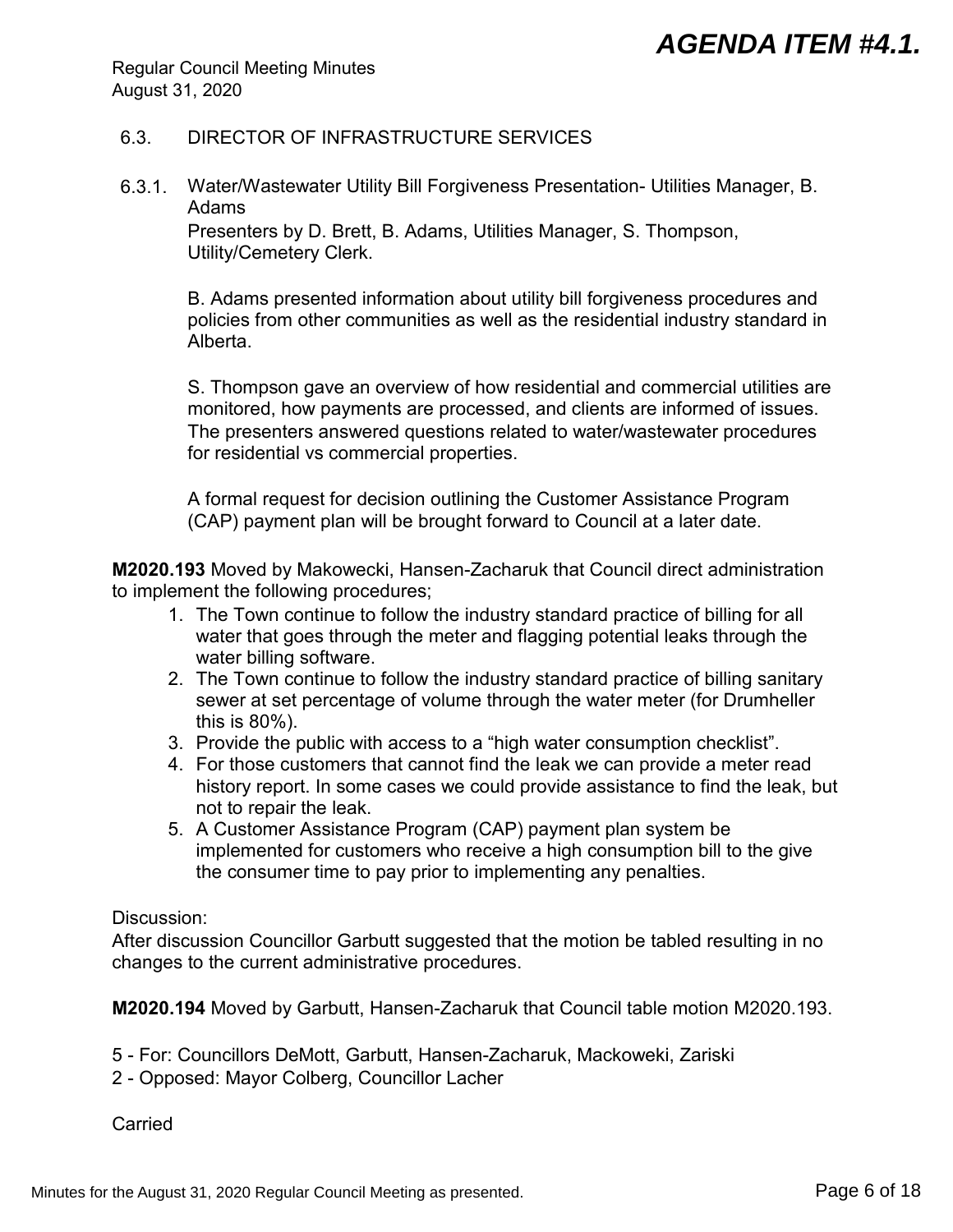### 6.3. DIRECTOR OF INFRASTRUCTURE SERVICES

#### 6.3.1. Water/Wastewater Utility Bill Forgiveness Presentation- Utilities Manager, B. Adams

Presenters by D. Brett, B. Adams, Utilities Manager, S. Thompson, Utility/Cemetery Clerk.

B. Adams presented information about utility bill forgiveness procedures and policies from other communities as well as the residential industry standard in Alberta.

S. Thompson gave an overview of how residential and commercial utilities are monitored, how payments are processed, and clients are informed of issues. The presenters answered questions related to water/wastewater procedures for residential vs commercial properties.

A formal request for decision outlining the Customer Assistance Program (CAP) payment plan will be brought forward to Council at a later date.

**M2020.193** Moved by Makowecki, Hansen-Zacharuk that Council direct administration to implement the following procedures;

1. The Town continue to follow the industry standard practice of billing for all water that goes through the meter and flagging potential leaks through the water billing software.
2. The Town continue to follow the industry standard practice of billing sanitary sewer at set percentage of volume through the water meter (for Drumheller this is 80%).
3. Provide the public with access to a "high water consumption checklist".
4. For those customers that cannot find the leak we can provide a meter read history report. In some cases we could provide assistance to find the leak, but not to repair the leak.
5. A Customer Assistance Program (CAP) payment plan system be implemented for customers who receive a high consumption bill to the give the consumer time to pay prior to implementing any penalties.

Discussion:
After discussion Councillor Garbutt suggested that the motion be tabled resulting in no changes to the current administrative procedures.

**M2020.194** Moved by Garbutt, Hansen-Zacharuk that Council table motion M2020.193.

5 - For: Councillors DeMott, Garbutt, Hansen-Zacharuk, Mackoweki, Zariski
2 - Opposed: Mayor Colberg, Councillor Lacher

Carried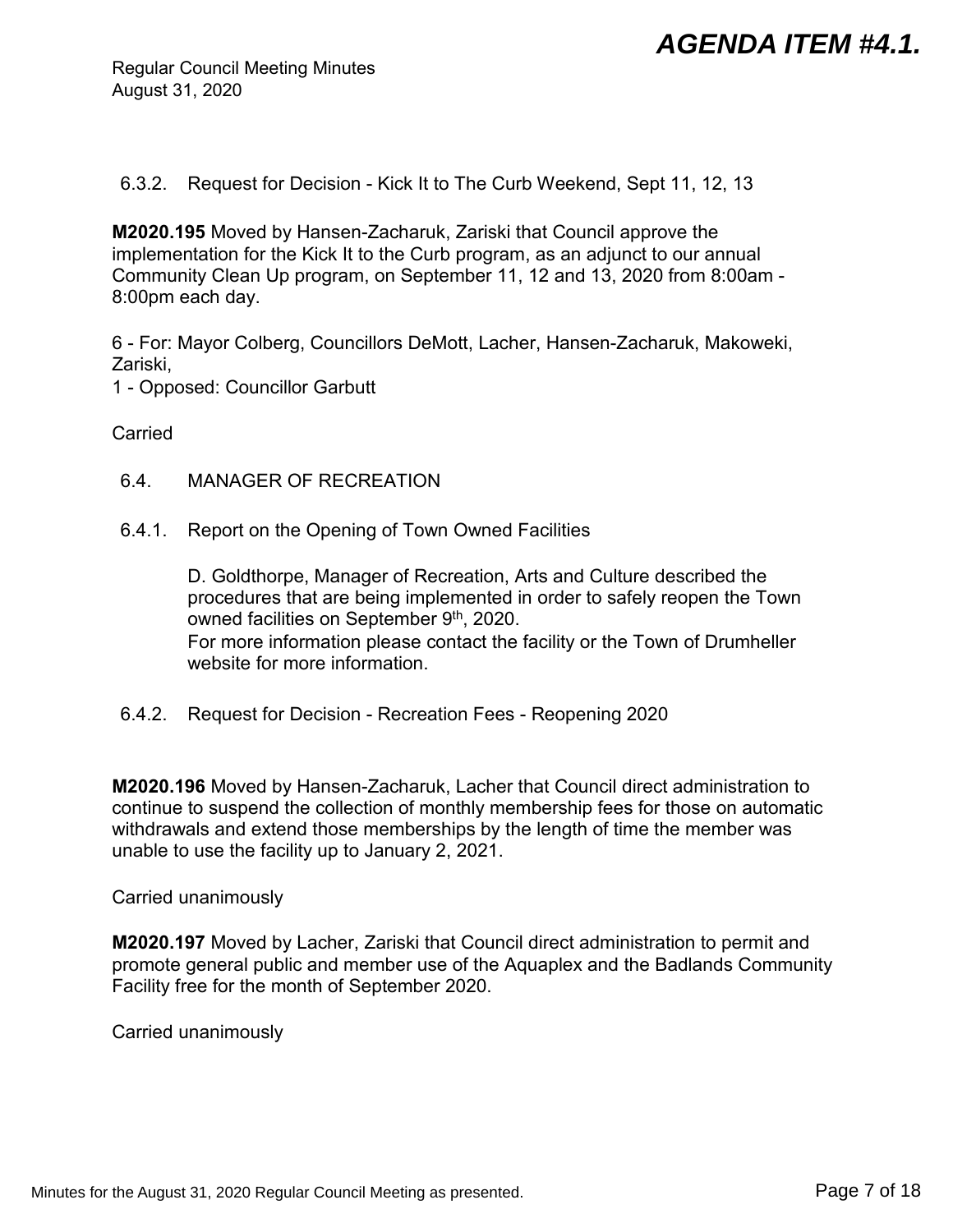6.3.2. Request for Decision - Kick It to The Curb Weekend, Sept 11, 12, 13

**M2020.195** Moved by Hansen-Zacharuk, Zariski that Council approve the implementation for the Kick It to the Curb program, as an adjunct to our annual Community Clean Up program, on September 11, 12 and 13, 2020 from 8:00am - 8:00pm each day.

6 - For: Mayor Colberg, Councillors DeMott, Lacher, Hansen-Zacharuk, Makoweki, Zariski,
1 - Opposed: Councillor Garbutt

Carried

6.4. MANAGER OF RECREATION

6.4.1. Report on the Opening of Town Owned Facilities

D. Goldthorpe, Manager of Recreation, Arts and Culture described the procedures that are being implemented in order to safely reopen the Town owned facilities on September 9th, 2020.
For more information please contact the facility or the Town of Drumheller website for more information.

6.4.2. Request for Decision - Recreation Fees - Reopening 2020

**M2020.196** Moved by Hansen-Zacharuk, Lacher that Council direct administration to continue to suspend the collection of monthly membership fees for those on automatic withdrawals and extend those memberships by the length of time the member was unable to use the facility up to January 2, 2021.

Carried unanimously

**M2020.197** Moved by Lacher, Zariski that Council direct administration to permit and promote general public and member use of the Aquaplex and the Badlands Community Facility free for the month of September 2020.

Carried unanimously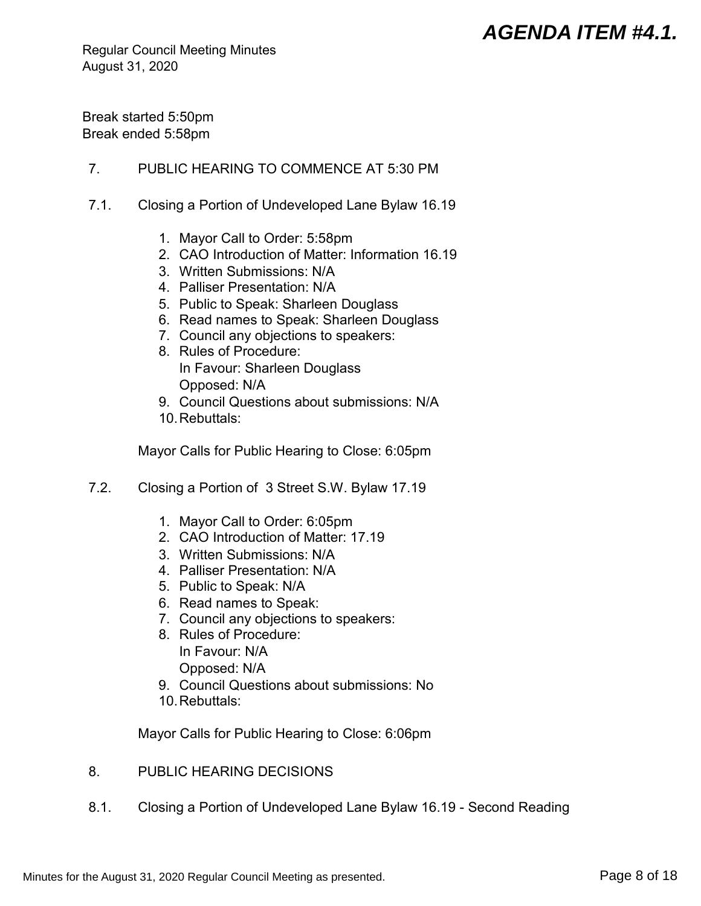Break started 5:50pm
Break ended 5:58pm

7. PUBLIC HEARING TO COMMENCE AT 5:30 PM

7.1. Closing a Portion of Undeveloped Lane Bylaw 16.19

1. Mayor Call to Order: 5:58pm
2. CAO Introduction of Matter: Information 16.19
3. Written Submissions: N/A
4. Palliser Presentation: N/A
5. Public to Speak: Sharleen Douglass
6. Read names to Speak: Sharleen Douglass
7. Council any objections to speakers:
8. Rules of Procedure:
   In Favour: Sharleen Douglass
   Opposed: N/A
9. Council Questions about submissions: N/A
10. Rebuttals:

Mayor Calls for Public Hearing to Close: 6:05pm

7.2. Closing a Portion of 3 Street S.W. Bylaw 17.19

1. Mayor Call to Order: 6:05pm
2. CAO Introduction of Matter: 17.19
3. Written Submissions: N/A
4. Palliser Presentation: N/A
5. Public to Speak: N/A
6. Read names to Speak:
7. Council any objections to speakers:
8. Rules of Procedure:
   In Favour: N/A
   Opposed: N/A
9. Council Questions about submissions: No
10. Rebuttals:

Mayor Calls for Public Hearing to Close: 6:06pm

8. PUBLIC HEARING DECISIONS

8.1. Closing a Portion of Undeveloped Lane Bylaw 16.19 - Second Reading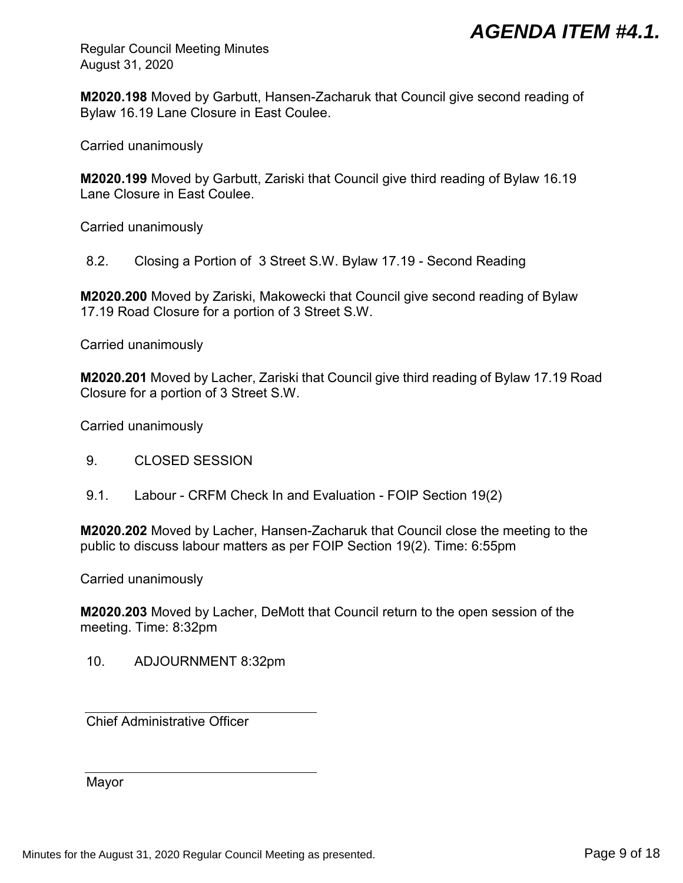**M2020.198** Moved by Garbutt, Hansen-Zacharuk that Council give second reading of Bylaw 16.19 Lane Closure in East Coulee.

Carried unanimously

**M2020.199** Moved by Garbutt, Zariski that Council give third reading of Bylaw 16.19 Lane Closure in East Coulee.

Carried unanimously

8.2. Closing a Portion of 3 Street S.W. Bylaw 17.19 - Second Reading

**M2020.200** Moved by Zariski, Makowecki that Council give second reading of Bylaw 17.19 Road Closure for a portion of 3 Street S.W.

Carried unanimously

**M2020.201** Moved by Lacher, Zariski that Council give third reading of Bylaw 17.19 Road Closure for a portion of 3 Street S.W.

Carried unanimously

9. CLOSED SESSION

9.1. Labour - CRFM Check In and Evaluation - FOIP Section 19(2)

**M2020.202** Moved by Lacher, Hansen-Zacharuk that Council close the meeting to the public to discuss labour matters as per FOIP Section 19(2). Time: 6:55pm

Carried unanimously

**M2020.203** Moved by Lacher, DeMott that Council return to the open session of the meeting. Time: 8:32pm

10. ADJOURNMENT 8:32pm

______________________________

Chief Administrative Officer

______________________________

Mayor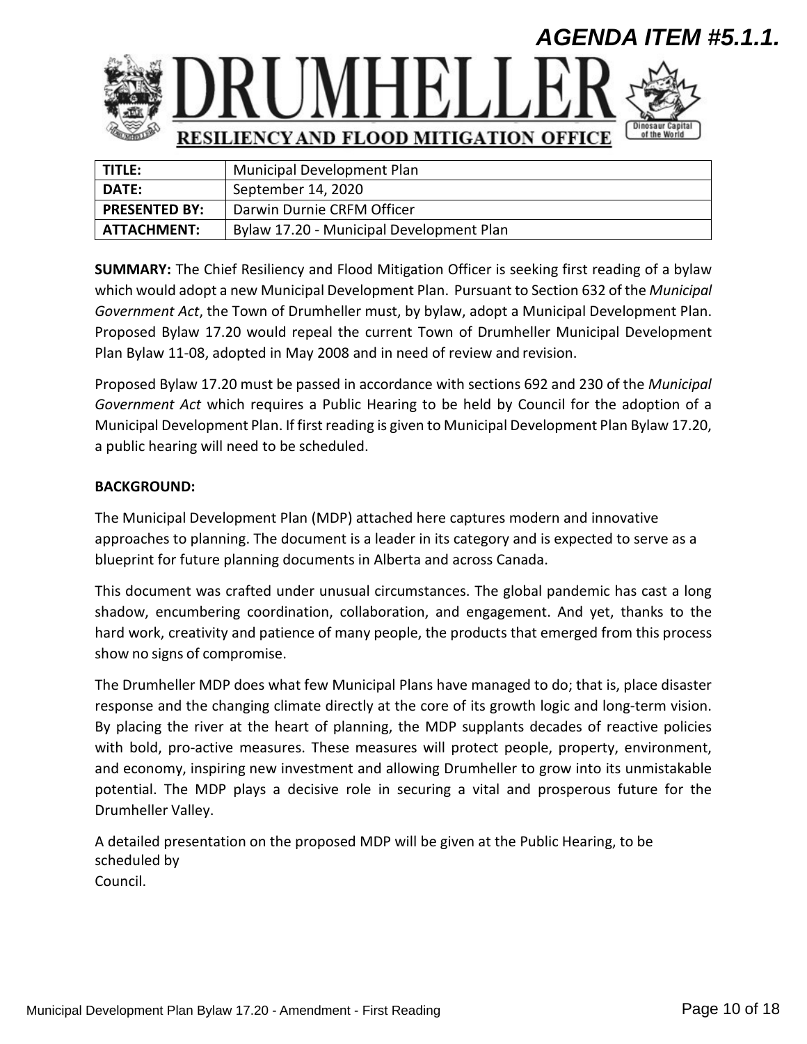# AGENDA ITEM #5.1.1.

# DRUMHELLER

## RESILIENCY AND FLOOD MITIGATION OFFICE

| TITLE: | Municipal Development Plan |
|---|---|
| DATE: | September 14, 2020 |
| PRESENTED BY: | Darwin Durnie CRFM Officer |
| ATTACHMENT: | Bylaw 17.20 - Municipal Development Plan |

**SUMMARY:** The Chief Resiliency and Flood Mitigation Officer is seeking first reading of a bylaw which would adopt a new Municipal Development Plan. Pursuant to Section 632 of the *Municipal Government Act*, the Town of Drumheller must, by bylaw, adopt a Municipal Development Plan. Proposed Bylaw 17.20 would repeal the current Town of Drumheller Municipal Development Plan Bylaw 11-08, adopted in May 2008 and in need of review and revision.

Proposed Bylaw 17.20 must be passed in accordance with sections 692 and 230 of the *Municipal Government Act* which requires a Public Hearing to be held by Council for the adoption of a Municipal Development Plan. If first reading is given to Municipal Development Plan Bylaw 17.20, a public hearing will need to be scheduled.

**BACKGROUND:**

The Municipal Development Plan (MDP) attached here captures modern and innovative approaches to planning. The document is a leader in its category and is expected to serve as a blueprint for future planning documents in Alberta and across Canada.

This document was crafted under unusual circumstances. The global pandemic has cast a long shadow, encumbering coordination, collaboration, and engagement. And yet, thanks to the hard work, creativity and patience of many people, the products that emerged from this process show no signs of compromise.

The Drumheller MDP does what few Municipal Plans have managed to do; that is, place disaster response and the changing climate directly at the core of its growth logic and long-term vision. By placing the river at the heart of planning, the MDP supplants decades of reactive policies with bold, pro-active measures. These measures will protect people, property, environment, and economy, inspiring new investment and allowing Drumheller to grow into its unmistakable potential. The MDP plays a decisive role in securing a vital and prosperous future for the Drumheller Valley.

A detailed presentation on the proposed MDP will be given at the Public Hearing, to be scheduled by Council.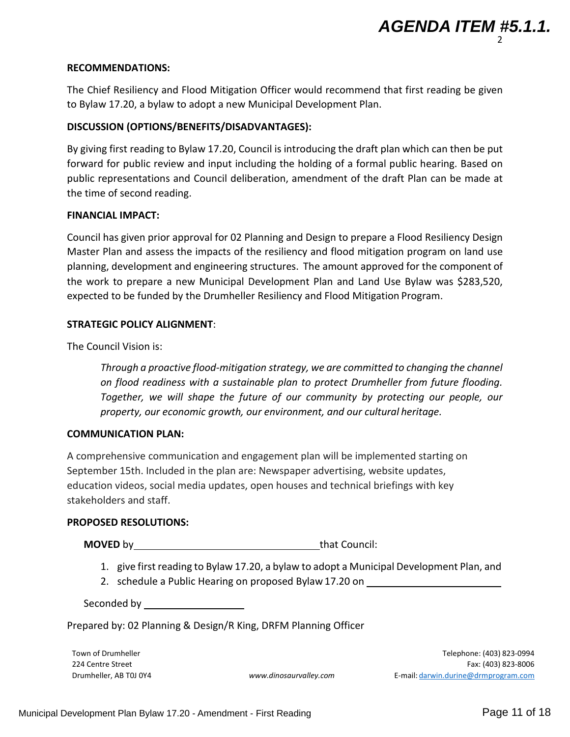**RECOMMENDATIONS:**

The Chief Resiliency and Flood Mitigation Officer would recommend that first reading be given to Bylaw 17.20, a bylaw to adopt a new Municipal Development Plan.

**DISCUSSION (OPTIONS/BENEFITS/DISADVANTAGES):**

By giving first reading to Bylaw 17.20, Council is introducing the draft plan which can then be put forward for public review and input including the holding of a formal public hearing. Based on public representations and Council deliberation, amendment of the draft Plan can be made at the time of second reading.

**FINANCIAL IMPACT:**

Council has given prior approval for 02 Planning and Design to prepare a Flood Resiliency Design Master Plan and assess the impacts of the resiliency and flood mitigation program on land use planning, development and engineering structures. The amount approved for the component of the work to prepare a new Municipal Development Plan and Land Use Bylaw was $283,520, expected to be funded by the Drumheller Resiliency and Flood Mitigation Program.

**STRATEGIC POLICY ALIGNMENT**:

The Council Vision is:

> *Through a proactive flood-mitigation strategy, we are committed to changing the channel on flood readiness with a sustainable plan to protect Drumheller from future flooding. Together, we will shape the future of our community by protecting our people, our property, our economic growth, our environment, and our cultural heritage.*

**COMMUNICATION PLAN:**

A comprehensive communication and engagement plan will be implemented starting on September 15th. Included in the plan are: Newspaper advertising, website updates, education videos, social media updates, open houses and technical briefings with key stakeholders and staff.

**PROPOSED RESOLUTIONS:**

**MOVED** by ________________________________ that Council:

1. give first reading to Bylaw 17.20, a bylaw to adopt a Municipal Development Plan, and
2. schedule a Public Hearing on proposed Bylaw 17.20 on ______________________

Seconded by __________________

Prepared by: 02 Planning & Design/R King, DRFM Planning Officer

Town of Drumheller
224 Centre Street
Drumheller, AB T0J 0Y4

www.dinosaurvalley.com

Telephone: (403) 823-0994
Fax: (403) 823-8006
E-mail: darwin.durine@drmprogram.com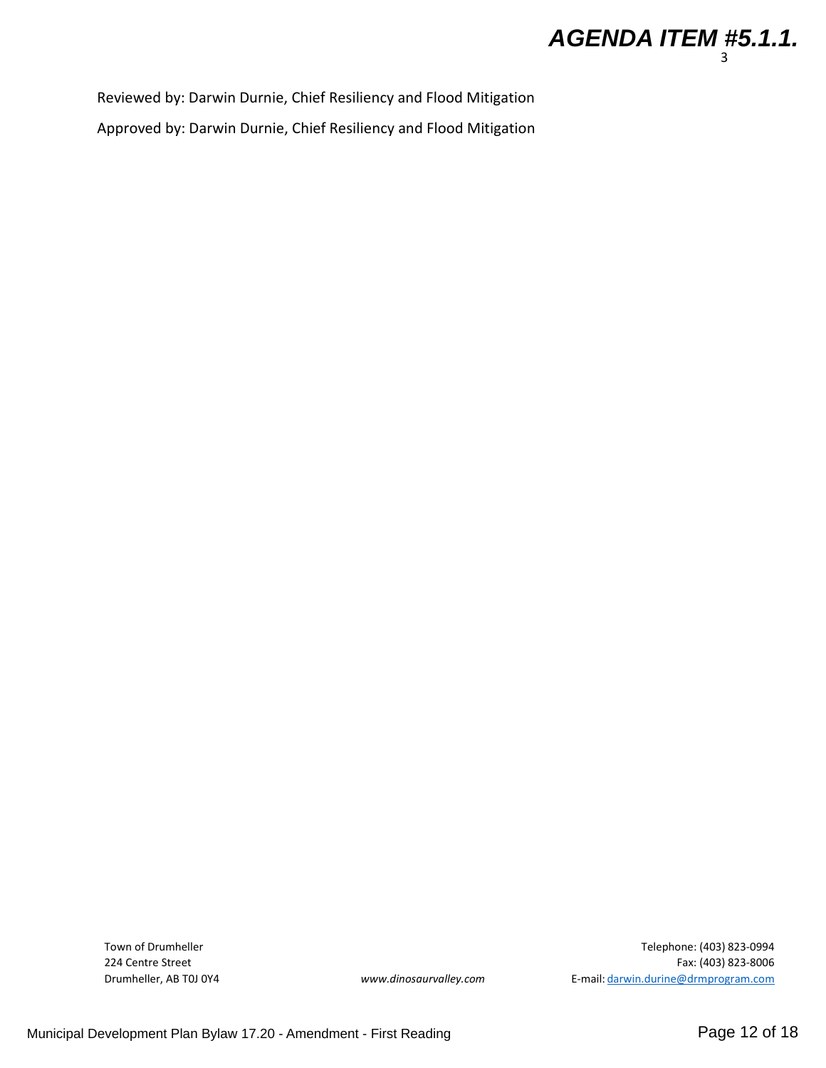Reviewed by: Darwin Durnie, Chief Resiliency and Flood Mitigation

Approved by: Darwin Durnie, Chief Resiliency and Flood Mitigation

Town of Drumheller
224 Centre Street
Drumheller, AB T0J 0Y4

*www.dinosaurvalley.com*

Telephone: (403) 823-0994
Fax: (403) 823-8006
E-mail: darwin.durine@drmprogram.com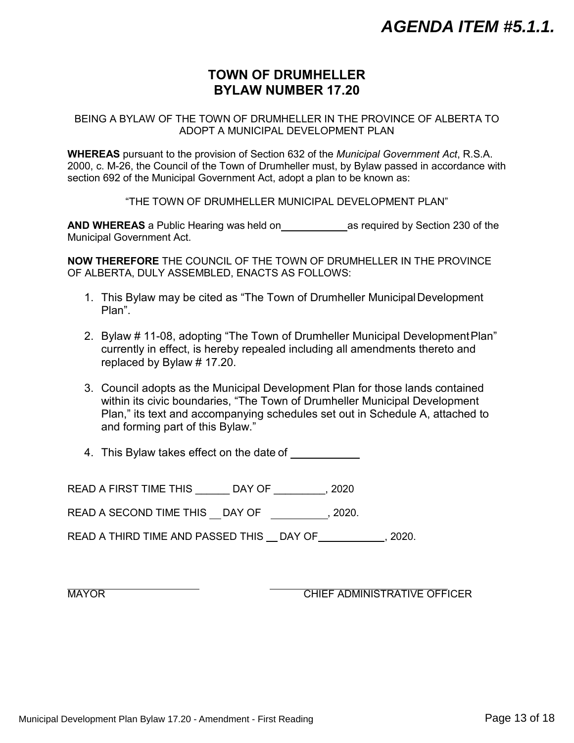*AGENDA ITEM #5.1.1.*

# TOWN OF DRUMHELLER
# BYLAW NUMBER 17.20

BEING A BYLAW OF THE TOWN OF DRUMHELLER IN THE PROVINCE OF ALBERTA TO ADOPT A MUNICIPAL DEVELOPMENT PLAN

**WHEREAS** pursuant to the provision of Section 632 of the *Municipal Government Act*, R.S.A. 2000, c. M-26, the Council of the Town of Drumheller must, by Bylaw passed in accordance with section 692 of the Municipal Government Act, adopt a plan to be known as:

"THE TOWN OF DRUMHELLER MUNICIPAL DEVELOPMENT PLAN"

**AND WHEREAS** a Public Hearing was held on\_\_\_\_\_\_\_\_\_\_\_\_as required by Section 230 of the Municipal Government Act.

**NOW THEREFORE** THE COUNCIL OF THE TOWN OF DRUMHELLER IN THE PROVINCE OF ALBERTA, DULY ASSEMBLED, ENACTS AS FOLLOWS:

1. This Bylaw may be cited as "The Town of Drumheller Municipal Development Plan".

2. Bylaw # 11-08, adopting "The Town of Drumheller Municipal Development Plan" currently in effect, is hereby repealed including all amendments thereto and replaced by Bylaw # 17.20.

3. Council adopts as the Municipal Development Plan for those lands contained within its civic boundaries, "The Town of Drumheller Municipal Development Plan," its text and accompanying schedules set out in Schedule A, attached to and forming part of this Bylaw."

4. This Bylaw takes effect on the date of \_\_\_\_\_\_\_\_\_\_\_\_

READ A FIRST TIME THIS \_\_\_\_\_\_ DAY OF \_\_\_\_\_\_\_\_\_, 2020

READ A SECOND TIME THIS \_\_ DAY OF \_\_\_\_\_\_\_\_\_\_, 2020.

READ A THIRD TIME AND PASSED THIS \_\_ DAY OF\_\_\_\_\_\_\_\_\_\_\_\_, 2020.

\_\_\_\_\_\_\_\_\_\_\_\_\_\_\_\_\_\_\_\_\_\_\_\_ MAYOR

\_\_\_\_\_\_\_\_\_\_\_\_\_\_\_\_\_\_\_\_\_\_\_\_ CHIEF ADMINISTRATIVE OFFICER

Municipal Development Plan Bylaw 17.20 - Amendment - First Reading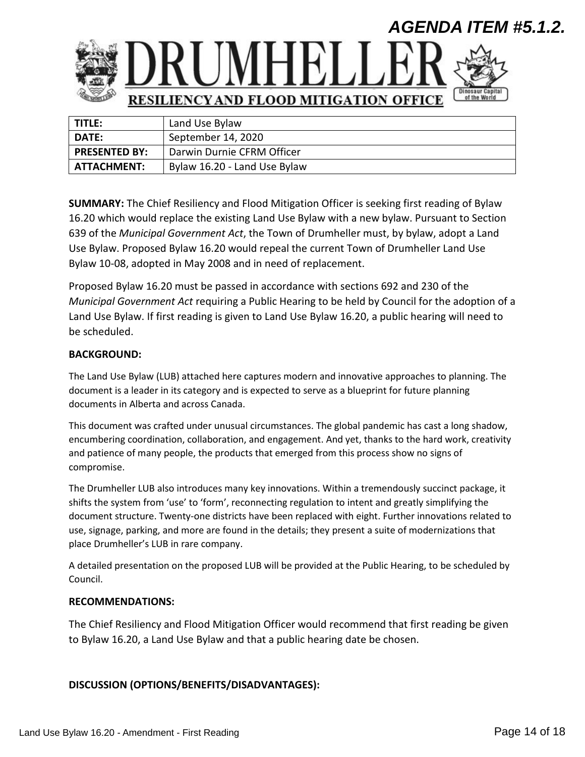# AGENDA ITEM #5.1.2.

DRUMHELLER

RESILIENCY AND FLOOD MITIGATION OFFICE

| TITLE: | Land Use Bylaw |
|---|---|
| DATE: | September 14, 2020 |
| PRESENTED BY: | Darwin Durnie CFRM Officer |
| ATTACHMENT: | Bylaw 16.20 - Land Use Bylaw |

**SUMMARY:** The Chief Resiliency and Flood Mitigation Officer is seeking first reading of Bylaw 16.20 which would replace the existing Land Use Bylaw with a new bylaw. Pursuant to Section 639 of the *Municipal Government Act*, the Town of Drumheller must, by bylaw, adopt a Land Use Bylaw. Proposed Bylaw 16.20 would repeal the current Town of Drumheller Land Use Bylaw 10-08, adopted in May 2008 and in need of replacement.

Proposed Bylaw 16.20 must be passed in accordance with sections 692 and 230 of the *Municipal Government Act* requiring a Public Hearing to be held by Council for the adoption of a Land Use Bylaw. If first reading is given to Land Use Bylaw 16.20, a public hearing will need to be scheduled.

**BACKGROUND:**

The Land Use Bylaw (LUB) attached here captures modern and innovative approaches to planning. The document is a leader in its category and is expected to serve as a blueprint for future planning documents in Alberta and across Canada.

This document was crafted under unusual circumstances. The global pandemic has cast a long shadow, encumbering coordination, collaboration, and engagement. And yet, thanks to the hard work, creativity and patience of many people, the products that emerged from this process show no signs of compromise.

The Drumheller LUB also introduces many key innovations. Within a tremendously succinct package, it shifts the system from 'use' to 'form', reconnecting regulation to intent and greatly simplifying the document structure. Twenty-one districts have been replaced with eight. Further innovations related to use, signage, parking, and more are found in the details; they present a suite of modernizations that place Drumheller's LUB in rare company.

A detailed presentation on the proposed LUB will be provided at the Public Hearing, to be scheduled by Council.

**RECOMMENDATIONS:**

The Chief Resiliency and Flood Mitigation Officer would recommend that first reading be given to Bylaw 16.20, a Land Use Bylaw and that a public hearing date be chosen.

**DISCUSSION (OPTIONS/BENEFITS/DISADVANTAGES):**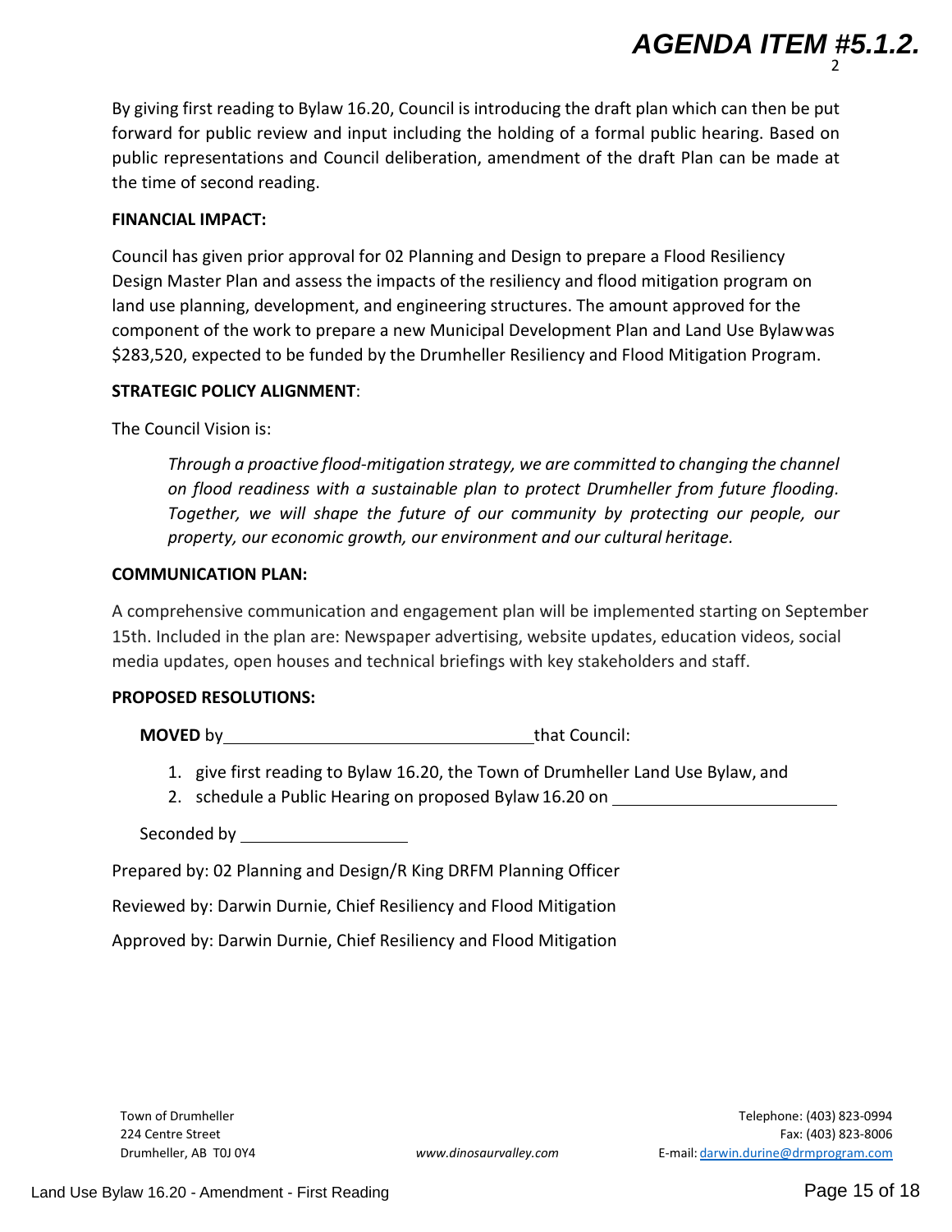By giving first reading to Bylaw 16.20, Council is introducing the draft plan which can then be put forward for public review and input including the holding of a formal public hearing. Based on public representations and Council deliberation, amendment of the draft Plan can be made at the time of second reading.

**FINANCIAL IMPACT:**

Council has given prior approval for 02 Planning and Design to prepare a Flood Resiliency Design Master Plan and assess the impacts of the resiliency and flood mitigation program on land use planning, development, and engineering structures. The amount approved for the component of the work to prepare a new Municipal Development Plan and Land Use Bylaw was $283,520, expected to be funded by the Drumheller Resiliency and Flood Mitigation Program.

**STRATEGIC POLICY ALIGNMENT**:

The Council Vision is:

> *Through a proactive flood-mitigation strategy, we are committed to changing the channel on flood readiness with a sustainable plan to protect Drumheller from future flooding. Together, we will shape the future of our community by protecting our people, our property, our economic growth, our environment and our cultural heritage.*

**COMMUNICATION PLAN:**

A comprehensive communication and engagement plan will be implemented starting on September 15th. Included in the plan are: Newspaper advertising, website updates, education videos, social media updates, open houses and technical briefings with key stakeholders and staff.

**PROPOSED RESOLUTIONS:**

**MOVED** by ________________________________ that Council:

1. give first reading to Bylaw 16.20, the Town of Drumheller Land Use Bylaw, and
2. schedule a Public Hearing on proposed Bylaw 16.20 on ______________________

Seconded by __________________

Prepared by: 02 Planning and Design/R King DRFM Planning Officer

Reviewed by: Darwin Durnie, Chief Resiliency and Flood Mitigation

Approved by: Darwin Durnie, Chief Resiliency and Flood Mitigation

Town of Drumheller
224 Centre Street
Drumheller, AB T0J 0Y4

www.dinosaurvalley.com

Telephone: (403) 823-0994
Fax: (403) 823-8006
E-mail: darwin.durine@drmprogram.com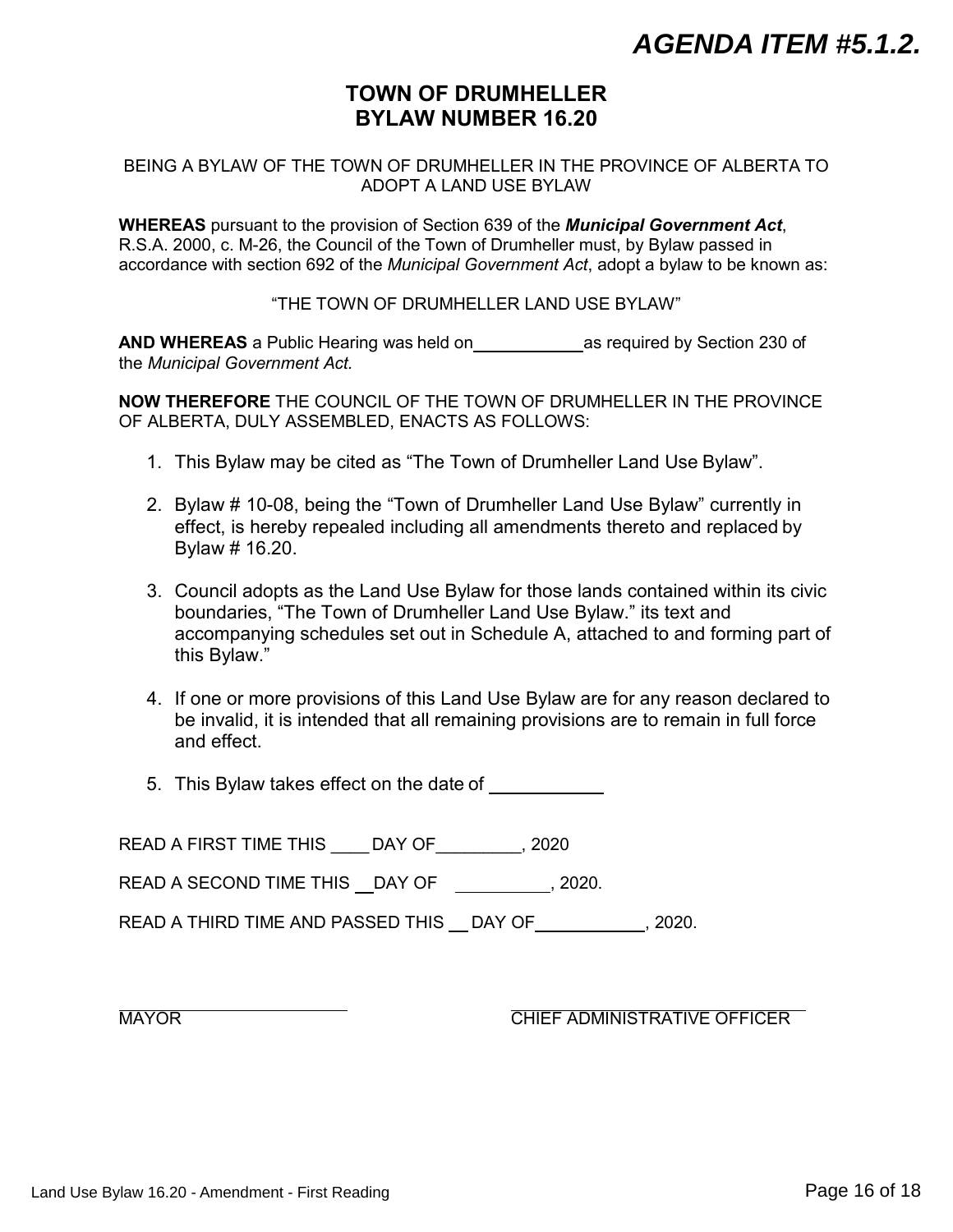# AGENDA ITEM #5.1.2.

## TOWN OF DRUMHELLER
## BYLAW NUMBER 16.20

BEING A BYLAW OF THE TOWN OF DRUMHELLER IN THE PROVINCE OF ALBERTA TO ADOPT A LAND USE BYLAW

**WHEREAS** pursuant to the provision of Section 639 of the ***Municipal Government Act***, R.S.A. 2000, c. M-26, the Council of the Town of Drumheller must, by Bylaw passed in accordance with section 692 of the *Municipal Government Act*, adopt a bylaw to be known as:

"THE TOWN OF DRUMHELLER LAND USE BYLAW"

**AND WHEREAS** a Public Hearing was held on ___________ as required by Section 230 of the *Municipal Government Act.*

**NOW THEREFORE** THE COUNCIL OF THE TOWN OF DRUMHELLER IN THE PROVINCE OF ALBERTA, DULY ASSEMBLED, ENACTS AS FOLLOWS:

1. This Bylaw may be cited as "The Town of Drumheller Land Use Bylaw".
2. Bylaw # 10-08, being the "Town of Drumheller Land Use Bylaw" currently in effect, is hereby repealed including all amendments thereto and replaced by Bylaw # 16.20.
3. Council adopts as the Land Use Bylaw for those lands contained within its civic boundaries, "The Town of Drumheller Land Use Bylaw." its text and accompanying schedules set out in Schedule A, attached to and forming part of this Bylaw."
4. If one or more provisions of this Land Use Bylaw are for any reason declared to be invalid, it is intended that all remaining provisions are to remain in full force and effect.
5. This Bylaw takes effect on the date of ___________

READ A FIRST TIME THIS ____ DAY OF________, 2020

READ A SECOND TIME THIS __DAY OF __________, 2020.

READ A THIRD TIME AND PASSED THIS __ DAY OF___________, 2020.

_____________________ MAYOR

_____________________ CHIEF ADMINISTRATIVE OFFICER

Land Use Bylaw 16.20 - Amendment - First Reading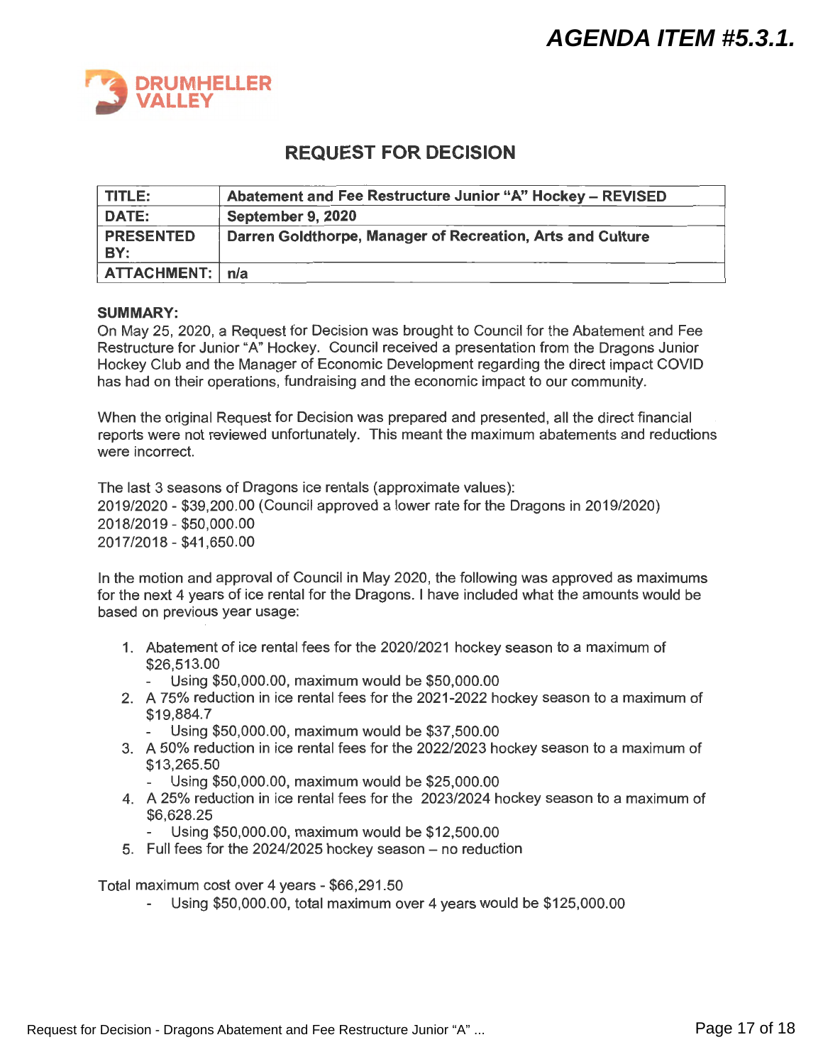# AGENDA ITEM #5.3.1.

DRUMHELLER VALLEY

## REQUEST FOR DECISION

| TITLE: | Abatement and Fee Restructure Junior "A" Hockey – REVISED |
|---|---|
| DATE: | September 9, 2020 |
| PRESENTED BY: | Darren Goldthorpe, Manager of Recreation, Arts and Culture |
| ATTACHMENT: | n/a |

**SUMMARY:**
On May 25, 2020, a Request for Decision was brought to Council for the Abatement and Fee Restructure for Junior "A" Hockey. Council received a presentation from the Dragons Junior Hockey Club and the Manager of Economic Development regarding the direct impact COVID has had on their operations, fundraising and the economic impact to our community.

When the original Request for Decision was prepared and presented, all the direct financial reports were not reviewed unfortunately. This meant the maximum abatements and reductions were incorrect.

The last 3 seasons of Dragons ice rentals (approximate values):
2019/2020 - $39,200.00 (Council approved a lower rate for the Dragons in 2019/2020)
2018/2019 - $50,000.00
2017/2018 - $41,650.00

In the motion and approval of Council in May 2020, the following was approved as maximums for the next 4 years of ice rental for the Dragons. I have included what the amounts would be based on previous year usage:

1. Abatement of ice rental fees for the 2020/2021 hockey season to a maximum of $26,513.00
   - Using $50,000.00, maximum would be $50,000.00
2. A 75% reduction in ice rental fees for the 2021-2022 hockey season to a maximum of $19,884.7
   - Using $50,000.00, maximum would be $37,500.00
3. A 50% reduction in ice rental fees for the 2022/2023 hockey season to a maximum of $13,265.50
   - Using $50,000.00, maximum would be $25,000.00
4. A 25% reduction in ice rental fees for the 2023/2024 hockey season to a maximum of $6,628.25
   - Using $50,000.00, maximum would be $12,500.00
5. Full fees for the 2024/2025 hockey season – no reduction

Total maximum cost over 4 years - $66,291.50
- Using $50,000.00, total maximum over 4 years would be $125,000.00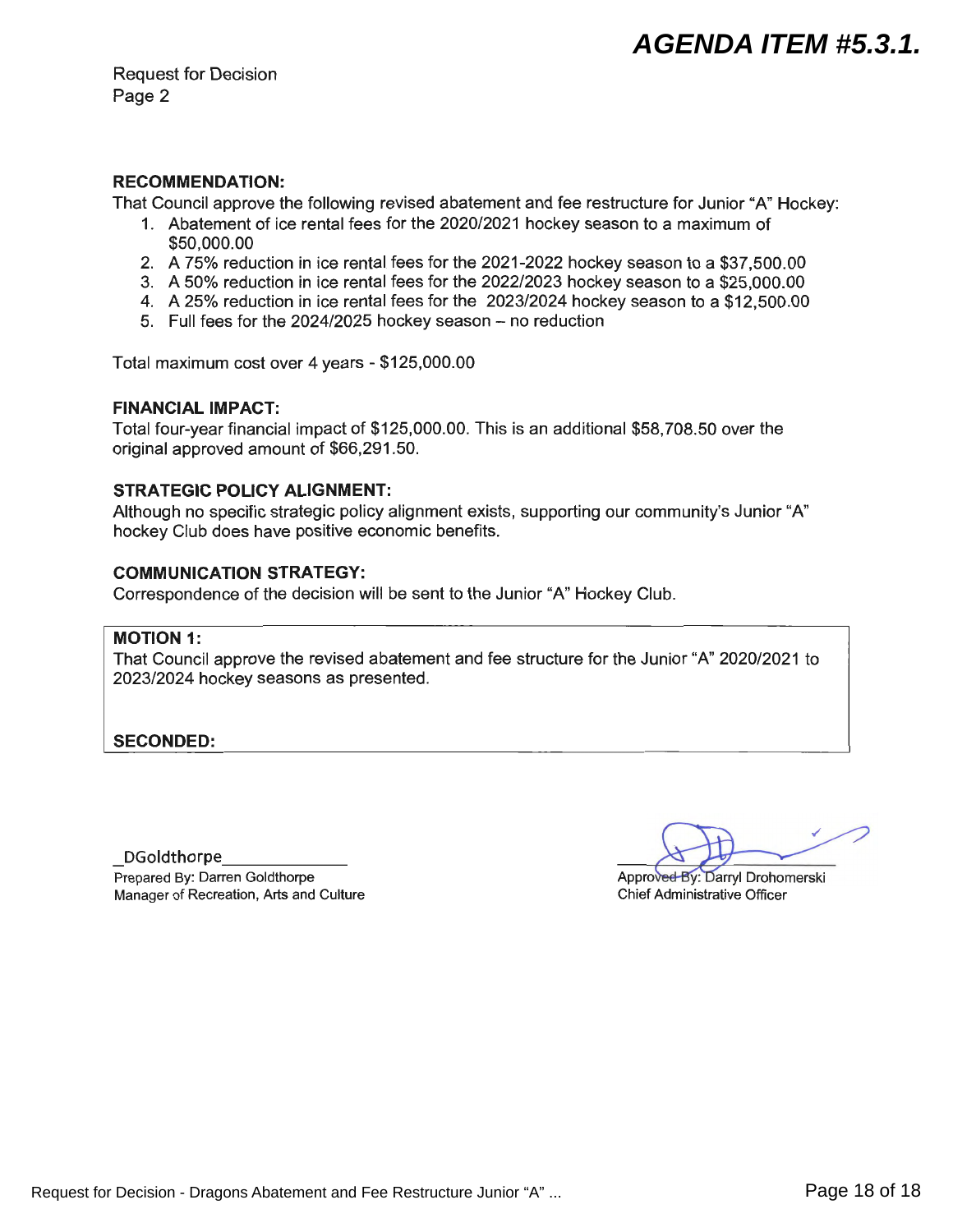**AGENDA ITEM #5.3.1.**

Request for Decision
Page 2

**RECOMMENDATION:**
That Council approve the following revised abatement and fee restructure for Junior "A" Hockey:

1. Abatement of ice rental fees for the 2020/2021 hockey season to a maximum of $50,000.00
2. A 75% reduction in ice rental fees for the 2021-2022 hockey season to a $37,500.00
3. A 50% reduction in ice rental fees for the 2022/2023 hockey season to a $25,000.00
4. A 25% reduction in ice rental fees for the 2023/2024 hockey season to a $12,500.00
5. Full fees for the 2024/2025 hockey season – no reduction

Total maximum cost over 4 years - $125,000.00

**FINANCIAL IMPACT:**
Total four-year financial impact of $125,000.00. This is an additional $58,708.50 over the original approved amount of $66,291.50.

**STRATEGIC POLICY ALIGNMENT:**
Although no specific strategic policy alignment exists, supporting our community's Junior "A" hockey Club does have positive economic benefits.

**COMMUNICATION STRATEGY:**
Correspondence of the decision will be sent to the Junior "A" Hockey Club.

**MOTION 1:**
That Council approve the revised abatement and fee structure for the Junior "A" 2020/2021 to 2023/2024 hockey seasons as presented.

**SECONDED:**

_DGoldthorpe_____________
Prepared By: Darren Goldthorpe
Manager of Recreation, Arts and Culture

Approved By: Darryl Drohomerski
Chief Administrative Officer